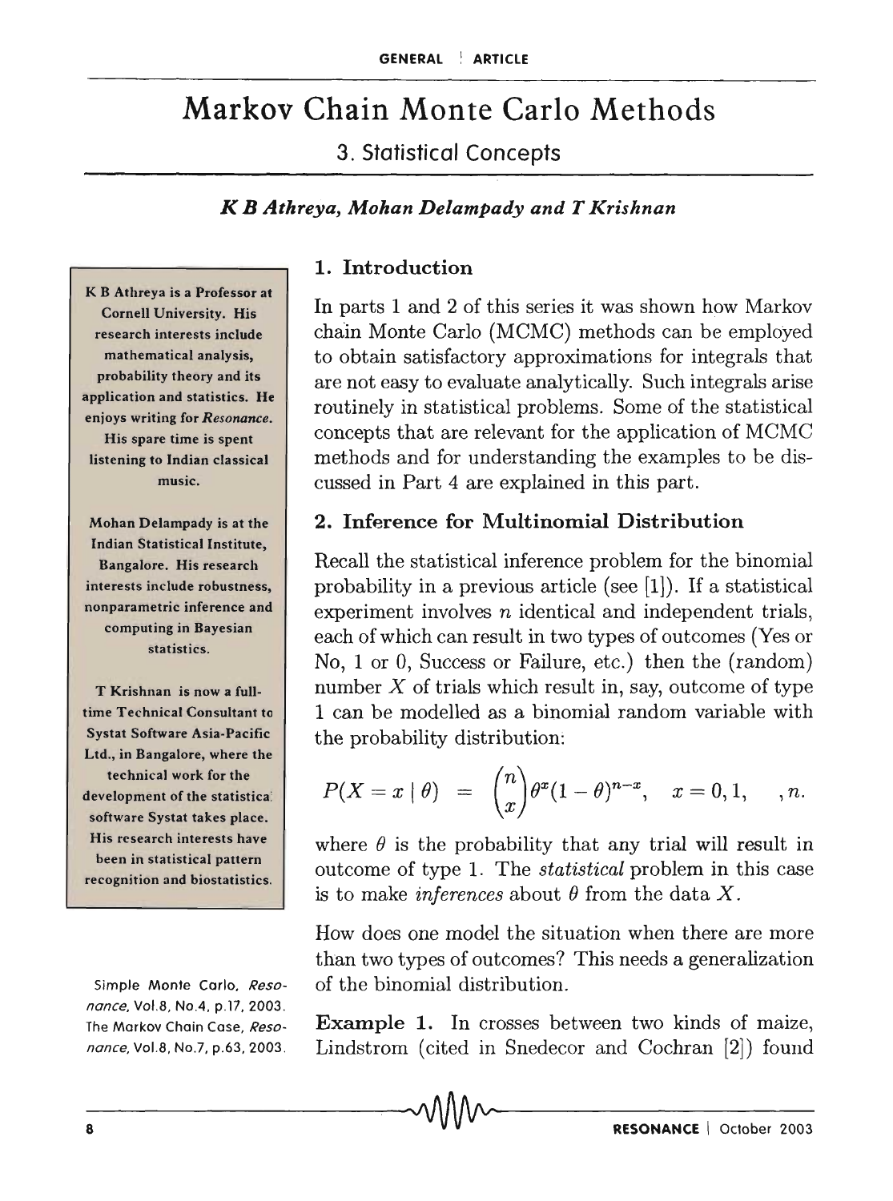# Markov Chain Monte Carlo Methods

## 3. Statistical Concepts

***K B Athreya, Mohan Delampady and T Krishnan***

**K B Athreya is a Professor at Cornell University. His research interests include mathematical analysis, probability theory and its application and statistics. He enjoys writing for *Resonance*. His spare time is spent listening to Indian classical music.**

**Mohan Delampady is at the Indian Statistical Institute, Bangalore. His research interests include robustness, nonparametric inference and computing in Bayesian statistics.**

**T Krishnan is now a full-time Technical Consultant to Systat Software Asia-Pacific Ltd., in Bangalore, where the technical work for the development of the statistical software Systat takes place. His research interests have been in statistical pattern recognition and biostatistics.**

Simple Monte Carlo, *Resonance*, Vol.8, No.4, p.17, 2003. The Markov Chain Case, *Resonance*, Vol.8, No.7, p.63, 2003.

### 1. Introduction

In parts 1 and 2 of this series it was shown how Markov chain Monte Carlo (MCMC) methods can be employed to obtain satisfactory approximations for integrals that are not easy to evaluate analytically. Such integrals arise routinely in statistical problems. Some of the statistical concepts that are relevant for the application of MCMC methods and for understanding the examples to be discussed in Part 4 are explained in this part.

### 2. Inference for Multinomial Distribution

Recall the statistical inference problem for the binomial probability in a previous article (see [1]). If a statistical experiment involves $n$ identical and independent trials, each of which can result in two types of outcomes (Yes or No, 1 or 0, Success or Failure, etc.) then the (random) number $X$ of trials which result in, say, outcome of type 1 can be modelled as a binomial random variable with the probability distribution:

$$P(X = x \mid \theta) = \binom{n}{x} \theta^x (1-\theta)^{n-x}, \quad x = 0, 1, \quad , n.$$

where $\theta$ is the probability that any trial will result in outcome of type 1. The *statistical* problem in this case is to make *inferences* about $\theta$ from the data $X$.

How does one model the situation when there are more than two types of outcomes? This needs a generalization of the binomial distribution.

**Example 1.** In crosses between two kinds of maize, Lindstrom (cited in Snedecor and Cochran [2]) found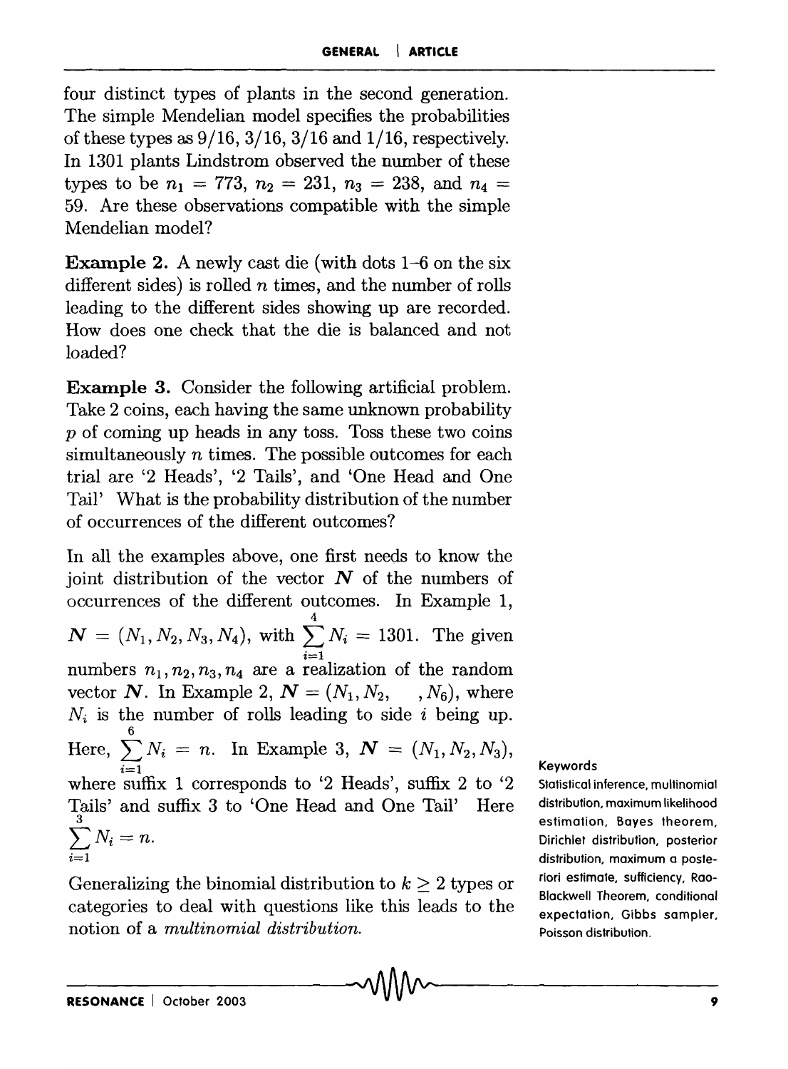four distinct types of plants in the second generation. The simple Mendelian model specifies the probabilities of these types as $9/16$, $3/16$, $3/16$ and $1/16$, respectively. In 1301 plants Lindstrom observed the number of these types to be $n_1 = 773$, $n_2 = 231$, $n_3 = 238$, and $n_4 = 59$. Are these observations compatible with the simple Mendelian model?

**Example 2.** A newly cast die (with dots 1–6 on the six different sides) is rolled $n$ times, and the number of rolls leading to the different sides showing up are recorded. How does one check that the die is balanced and not loaded?

**Example 3.** Consider the following artificial problem. Take 2 coins, each having the same unknown probability $p$ of coming up heads in any toss. Toss these two coins simultaneously $n$ times. The possible outcomes for each trial are '2 Heads', '2 Tails', and 'One Head and One Tail' What is the probability distribution of the number of occurrences of the different outcomes?

In all the examples above, one first needs to know the joint distribution of the vector $\boldsymbol{N}$ of the numbers of occurrences of the different outcomes. In Example 1, $\boldsymbol{N} = (N_1, N_2, N_3, N_4)$, with $\sum_{i=1}^{4} N_i = 1301$. The given numbers $n_1, n_2, n_3, n_4$ are a realization of the random vector $\boldsymbol{N}$. In Example 2, $\boldsymbol{N} = (N_1, N_2, \quad , N_6)$, where $N_i$ is the number of rolls leading to side $i$ being up. Here, $\sum_{i=1}^{6} N_i = n$. In Example 3, $\boldsymbol{N} = (N_1, N_2, N_3)$, where suffix 1 corresponds to '2 Heads', suffix 2 to '2 Tails' and suffix 3 to 'One Head and One Tail' Here $\sum_{i=1}^{3} N_i = n$.

Generalizing the binomial distribution to $k \geq 2$ types or categories to deal with questions like this leads to the notion of a *multinomial distribution*.

**Keywords**

Statistical inference, multinomial distribution, maximum likelihood estimation, Bayes theorem, Dirichlet distribution, posterior distribution, maximum a posteriori estimate, sufficiency, Rao-Blackwell Theorem, conditional expectation, Gibbs sampler, Poisson distribution.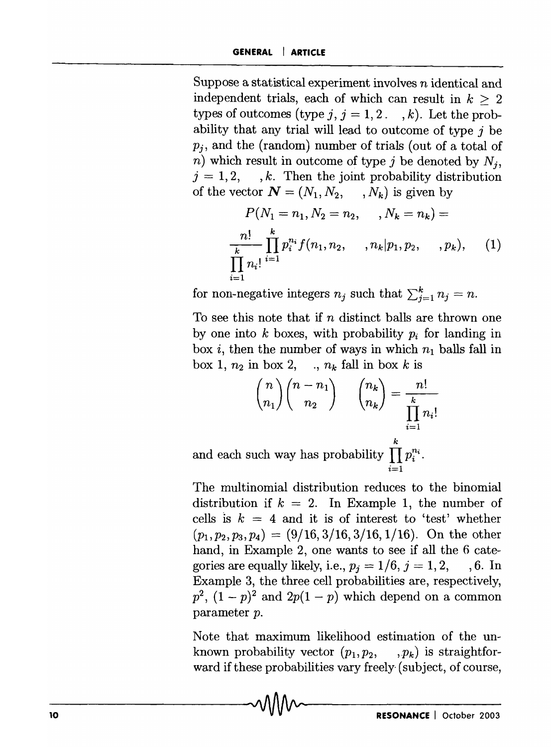Suppose a statistical experiment involves $n$ identical and independent trials, each of which can result in $k \geq 2$ types of outcomes (type $j$, $j = 1, 2, \ldots, k$). Let the probability that any trial will lead to outcome of type $j$ be $p_j$, and the (random) number of trials (out of a total of $n$) which result in outcome of type $j$ be denoted by $N_j$, $j = 1, 2, \ldots, k$. Then the joint probability distribution of the vector $\boldsymbol{N} = (N_1, N_2, \ldots, N_k)$ is given by

$$P(N_1 = n_1, N_2 = n_2, \ldots, N_k = n_k) = \frac{n!}{\prod_{i=1}^{k} n_i!} \prod_{i=1}^{k} p_i^{n_i} f(n_1, n_2, \ldots, n_k | p_1, p_2, \ldots, p_k), \quad (1)$$

for non-negative integers $n_j$ such that $\sum_{j=1}^{k} n_j = n$.

To see this note that if $n$ distinct balls are thrown one by one into $k$ boxes, with probability $p_i$ for landing in box $i$, then the number of ways in which $n_1$ balls fall in box 1, $n_2$ in box 2, ..., $n_k$ fall in box $k$ is

$$\binom{n}{n_1}\binom{n - n_1}{n_2} \cdots \binom{n_k}{n_k} = \frac{n!}{\prod_{i=1}^{k} n_i!}$$

and each such way has probability $\prod_{i=1}^{k} p_i^{n_i}$.

The multinomial distribution reduces to the binomial distribution if $k = 2$. In Example 1, the number of cells is $k = 4$ and it is of interest to 'test' whether $(p_1, p_2, p_3, p_4) = (9/16, 3/16, 3/16, 1/16)$. On the other hand, in Example 2, one wants to see if all the 6 categories are equally likely, i.e., $p_j = 1/6$, $j = 1, 2, \ldots, 6$. In Example 3, the three cell probabilities are, respectively, $p^2$, $(1 - p)^2$ and $2p(1 - p)$ which depend on a common parameter $p$.

Note that maximum likelihood estimation of the unknown probability vector $(p_1, p_2, \ldots, p_k)$ is straightforward if these probabilities vary freely (subject, of course,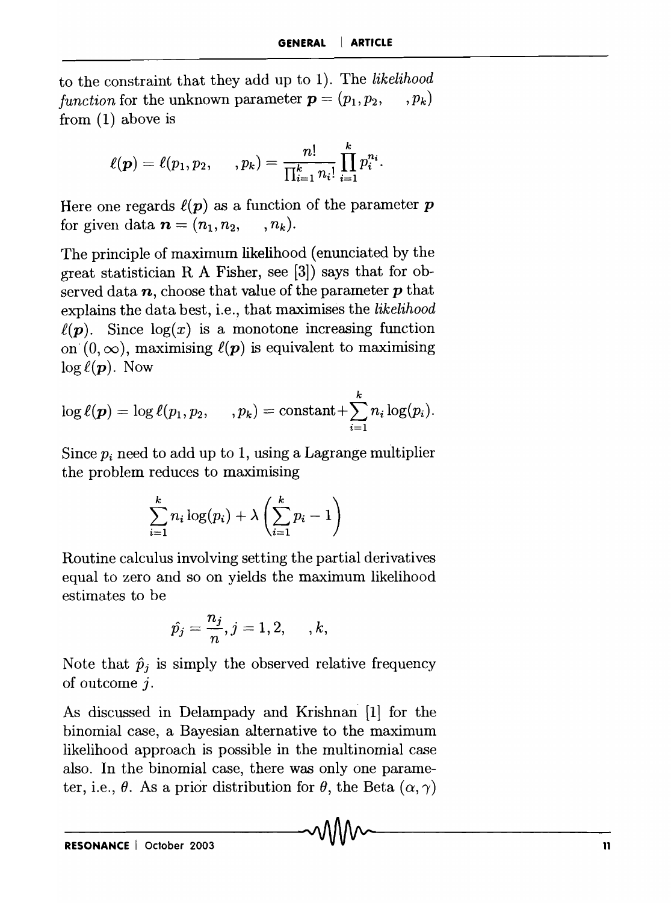to the constraint that they add up to 1). The *likelihood function* for the unknown parameter $\boldsymbol{p} = (p_1, p_2, \quad, p_k)$ from (1) above is

$$\ell(\boldsymbol{p}) = \ell(p_1, p_2, \quad, p_k) = \frac{n!}{\prod_{i=1}^{k} n_i!} \prod_{i=1}^{k} p_i^{n_i}.$$

Here one regards $\ell(\boldsymbol{p})$ as a function of the parameter $\boldsymbol{p}$ for given data $\boldsymbol{n} = (n_1, n_2, \quad, n_k)$.

The principle of maximum likelihood (enunciated by the great statistician R A Fisher, see [3]) says that for observed data $\boldsymbol{n}$, choose that value of the parameter $\boldsymbol{p}$ that explains the data best, i.e., that maximises the *likelihood* $\ell(\boldsymbol{p})$. Since $\log(x)$ is a monotone increasing function on $(0, \infty)$, maximising $\ell(\boldsymbol{p})$ is equivalent to maximising $\log \ell(\boldsymbol{p})$. Now

$$\log \ell(\boldsymbol{p}) = \log \ell(p_1, p_2, \quad, p_k) = \text{constant} + \sum_{i=1}^{k} n_i \log(p_i).$$

Since $p_i$ need to add up to 1, using a Lagrange multiplier the problem reduces to maximising

$$\sum_{i=1}^{k} n_i \log(p_i) + \lambda \left( \sum_{i=1}^{k} p_i - 1 \right)$$

Routine calculus involving setting the partial derivatives equal to zero and so on yields the maximum likelihood estimates to be

$$\hat{p}_j = \frac{n_j}{n}, j = 1, 2, \quad, k,$$

Note that $\hat{p}_j$ is simply the observed relative frequency of outcome $j$.

As discussed in Delampady and Krishnan [1] for the binomial case, a Bayesian alternative to the maximum likelihood approach is possible in the multinomial case also. In the binomial case, there was only one parameter, i.e., $\theta$. As a prior distribution for $\theta$, the Beta $(\alpha, \gamma)$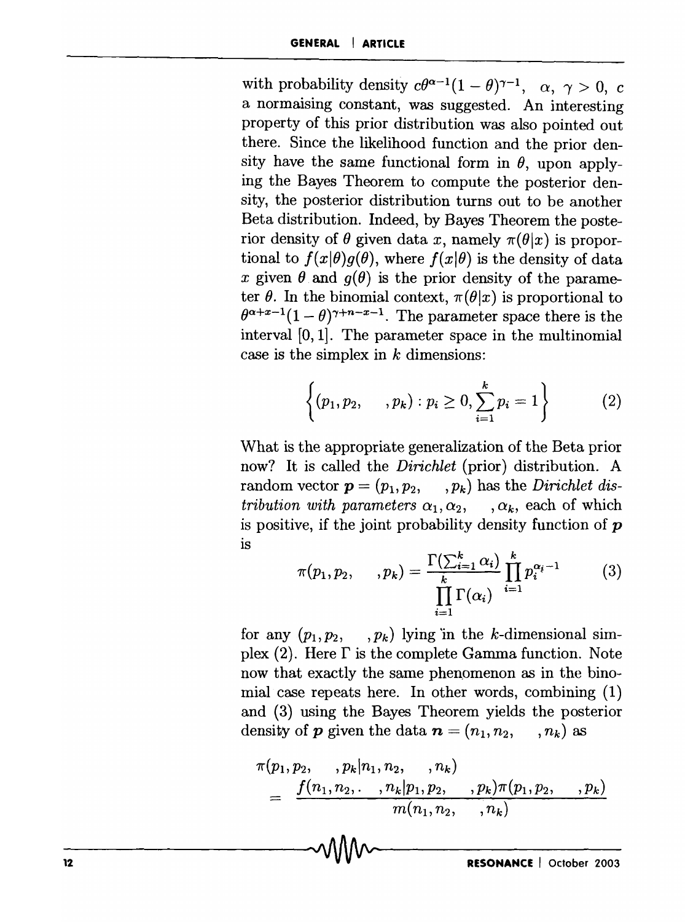with probability density $c\theta^{\alpha-1}(1-\theta)^{\gamma-1}$, $\alpha, \gamma > 0$, $c$ a normaising constant, was suggested. An interesting property of this prior distribution was also pointed out there. Since the likelihood function and the prior density have the same functional form in $\theta$, upon applying the Bayes Theorem to compute the posterior density, the posterior distribution turns out to be another Beta distribution. Indeed, by Bayes Theorem the posterior density of $\theta$ given data $x$, namely $\pi(\theta|x)$ is proportional to $f(x|\theta)g(\theta)$, where $f(x|\theta)$ is the density of data $x$ given $\theta$ and $g(\theta)$ is the prior density of the parameter $\theta$. In the binomial context, $\pi(\theta|x)$ is proportional to $\theta^{\alpha+x-1}(1-\theta)^{\gamma+n-x-1}$. The parameter space there is the interval $[0,1]$. The parameter space in the multinomial case is the simplex in $k$ dimensions:

$$\left\{(p_1, p_2, \quad, p_k) : p_i \geq 0, \sum_{i=1}^{k} p_i = 1\right\} \tag{2}$$

What is the appropriate generalization of the Beta prior now? It is called the *Dirichlet* (prior) distribution. A random vector $\boldsymbol{p} = (p_1, p_2, \quad, p_k)$ has the *Dirichlet distribution with parameters* $\alpha_1, \alpha_2, \quad, \alpha_k$, each of which is positive, if the joint probability density function of $\boldsymbol{p}$ is

$$\pi(p_1, p_2, \quad, p_k) = \frac{\Gamma(\sum_{i=1}^{k} \alpha_i)}{\prod_{i=1}^{k} \Gamma(\alpha_i)} \prod_{i=1}^{k} p_i^{\alpha_i - 1} \tag{3}$$

for any $(p_1, p_2, \quad, p_k)$ lying in the $k$-dimensional simplex (2). Here $\Gamma$ is the complete Gamma function. Note now that exactly the same phenomenon as in the binomial case repeats here. In other words, combining (1) and (3) using the Bayes Theorem yields the posterior density of $\boldsymbol{p}$ given the data $\boldsymbol{n} = (n_1, n_2, \quad, n_k)$ as

$$\begin{aligned}
&\pi(p_1, p_2, \quad, p_k | n_1, n_2, \quad, n_k) \\
&= \frac{f(n_1, n_2, . \quad, n_k | p_1, p_2, \quad, p_k)\pi(p_1, p_2, \quad, p_k)}{m(n_1, n_2, \quad, n_k)}
\end{aligned}$$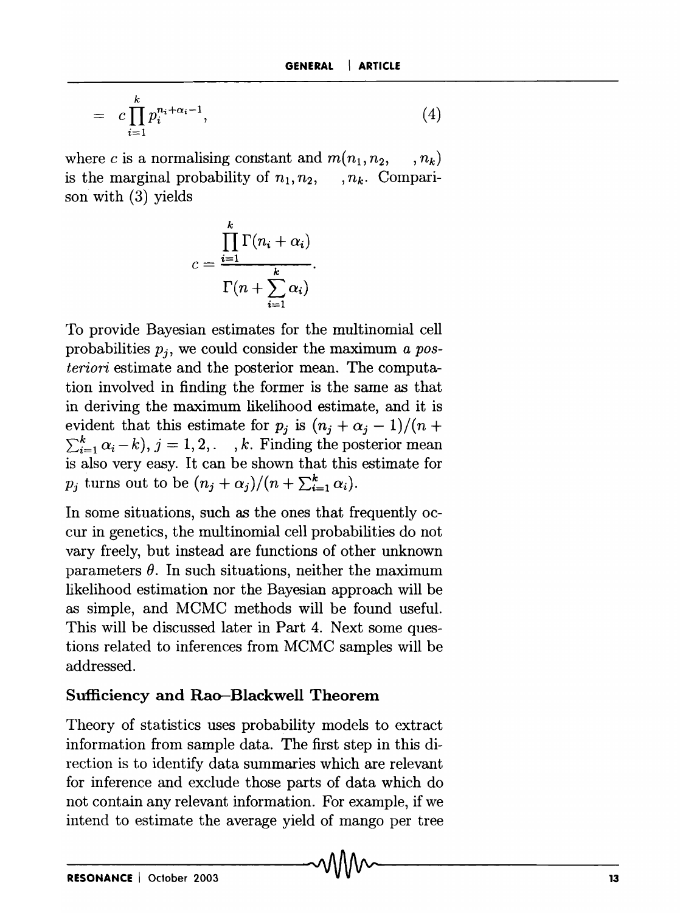$$= c\prod_{i=1}^{k} p_i^{n_i+\alpha_i-1}, \tag{4}$$

where $c$ is a normalising constant and $m(n_1, n_2, \ldots, n_k)$ is the marginal probability of $n_1, n_2, \ldots, n_k$. Comparison with (3) yields

$$c = \frac{\prod_{i=1}^{k}\Gamma(n_i+\alpha_i)}{\Gamma(n+\sum_{i=1}^{k}\alpha_i)}.$$

To provide Bayesian estimates for the multinomial cell probabilities $p_j$, we could consider the maximum *a posteriori* estimate and the posterior mean. The computation involved in finding the former is the same as that in deriving the maximum likelihood estimate, and it is evident that this estimate for $p_j$ is $(n_j + \alpha_j - 1)/(n + \sum_{i=1}^{k}\alpha_i - k)$, $j = 1, 2, \ldots, k$. Finding the posterior mean is also very easy. It can be shown that this estimate for $p_j$ turns out to be $(n_j + \alpha_j)/(n + \sum_{i=1}^{k}\alpha_i)$.

In some situations, such as the ones that frequently occur in genetics, the multinomial cell probabilities do not vary freely, but instead are functions of other unknown parameters $\theta$. In such situations, neither the maximum likelihood estimation nor the Bayesian approach will be as simple, and MCMC methods will be found useful. This will be discussed later in Part 4. Next some questions related to inferences from MCMC samples will be addressed.

## Sufficiency and Rao–Blackwell Theorem

Theory of statistics uses probability models to extract information from sample data. The first step in this direction is to identify data summaries which are relevant for inference and exclude those parts of data which do not contain any relevant information. For example, if we intend to estimate the average yield of mango per tree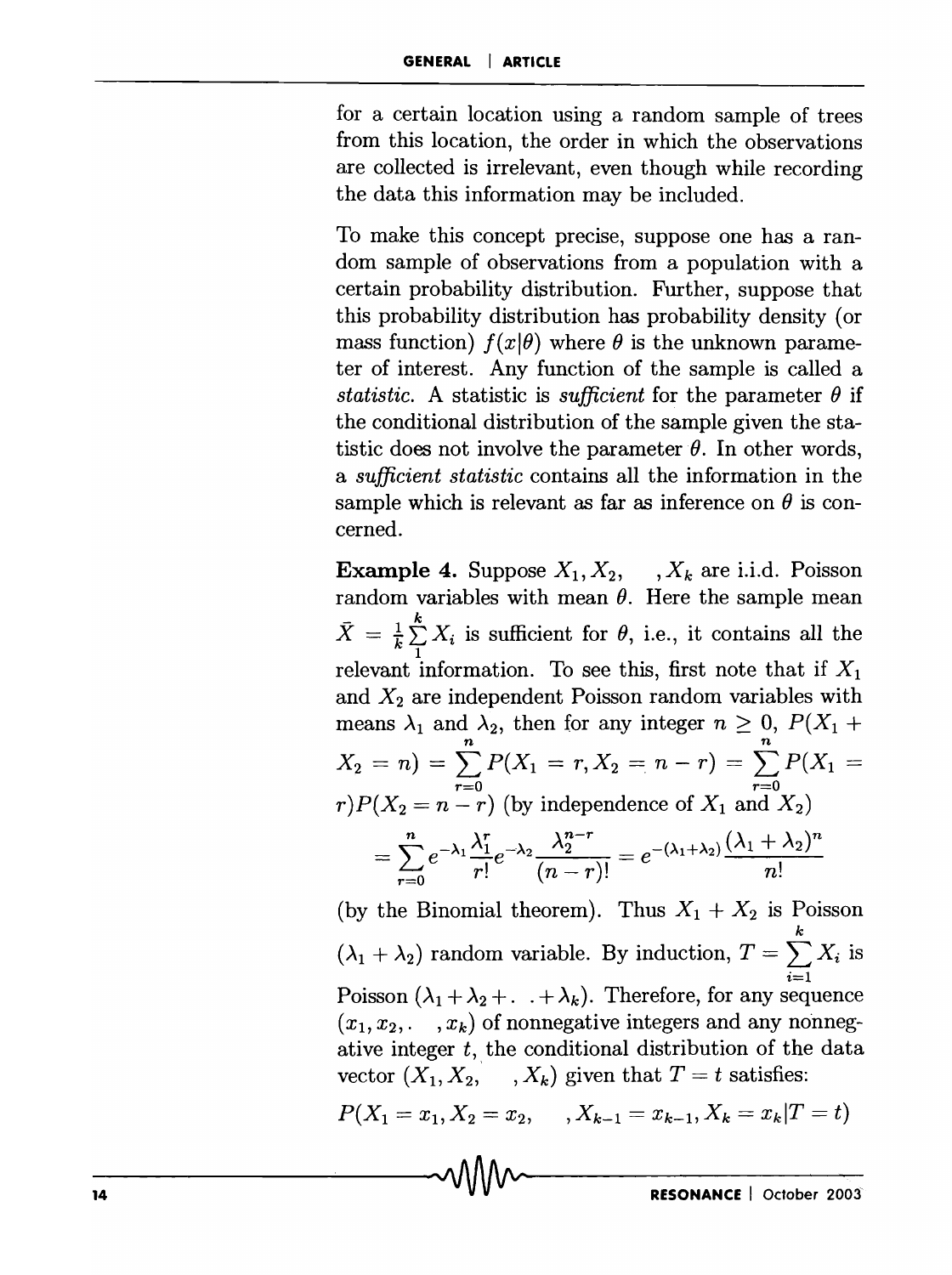for a certain location using a random sample of trees from this location, the order in which the observations are collected is irrelevant, even though while recording the data this information may be included.

To make this concept precise, suppose one has a random sample of observations from a population with a certain probability distribution. Further, suppose that this probability distribution has probability density (or mass function) $f(x|\theta)$ where $\theta$ is the unknown parameter of interest. Any function of the sample is called a *statistic*. A statistic is *sufficient* for the parameter $\theta$ if the conditional distribution of the sample given the statistic does not involve the parameter $\theta$. In other words, a *sufficient statistic* contains all the information in the sample which is relevant as far as inference on $\theta$ is concerned.

**Example 4.** Suppose $X_1, X_2, \ldots, X_k$ are i.i.d. Poisson random variables with mean $\theta$. Here the sample mean $\bar{X} = \frac{1}{k}\sum_{1}^{k} X_i$ is sufficient for $\theta$, i.e., it contains all the relevant information. To see this, first note that if $X_1$ and $X_2$ are independent Poisson random variables with means $\lambda_1$ and $\lambda_2$, then for any integer $n \geq 0$, $P(X_1 + X_2 = n) = \sum_{r=0}^{n} P(X_1 = r, X_2 = n - r) = \sum_{r=0}^{n} P(X_1 = r)P(X_2 = n - r)$ (by independence of $X_1$ and $X_2$)

$$= \sum_{r=0}^{n} e^{-\lambda_1} \frac{\lambda_1^r}{r!} e^{-\lambda_2} \frac{\lambda_2^{n-r}}{(n-r)!} = e^{-(\lambda_1+\lambda_2)} \frac{(\lambda_1 + \lambda_2)^n}{n!}$$

(by the Binomial theorem). Thus $X_1 + X_2$ is Poisson $(\lambda_1 + \lambda_2)$ random variable. By induction, $T = \sum_{i=1}^{k} X_i$ is Poisson $(\lambda_1 + \lambda_2 + \ldots + \lambda_k)$. Therefore, for any sequence $(x_1, x_2, \ldots, x_k)$ of nonnegative integers and any nonnegative integer $t$, the conditional distribution of the data vector $(X_1, X_2, \ldots, X_k)$ given that $T = t$ satisfies:

$P(X_1 = x_1, X_2 = x_2, \ldots, X_{k-1} = x_{k-1}, X_k = x_k | T = t)$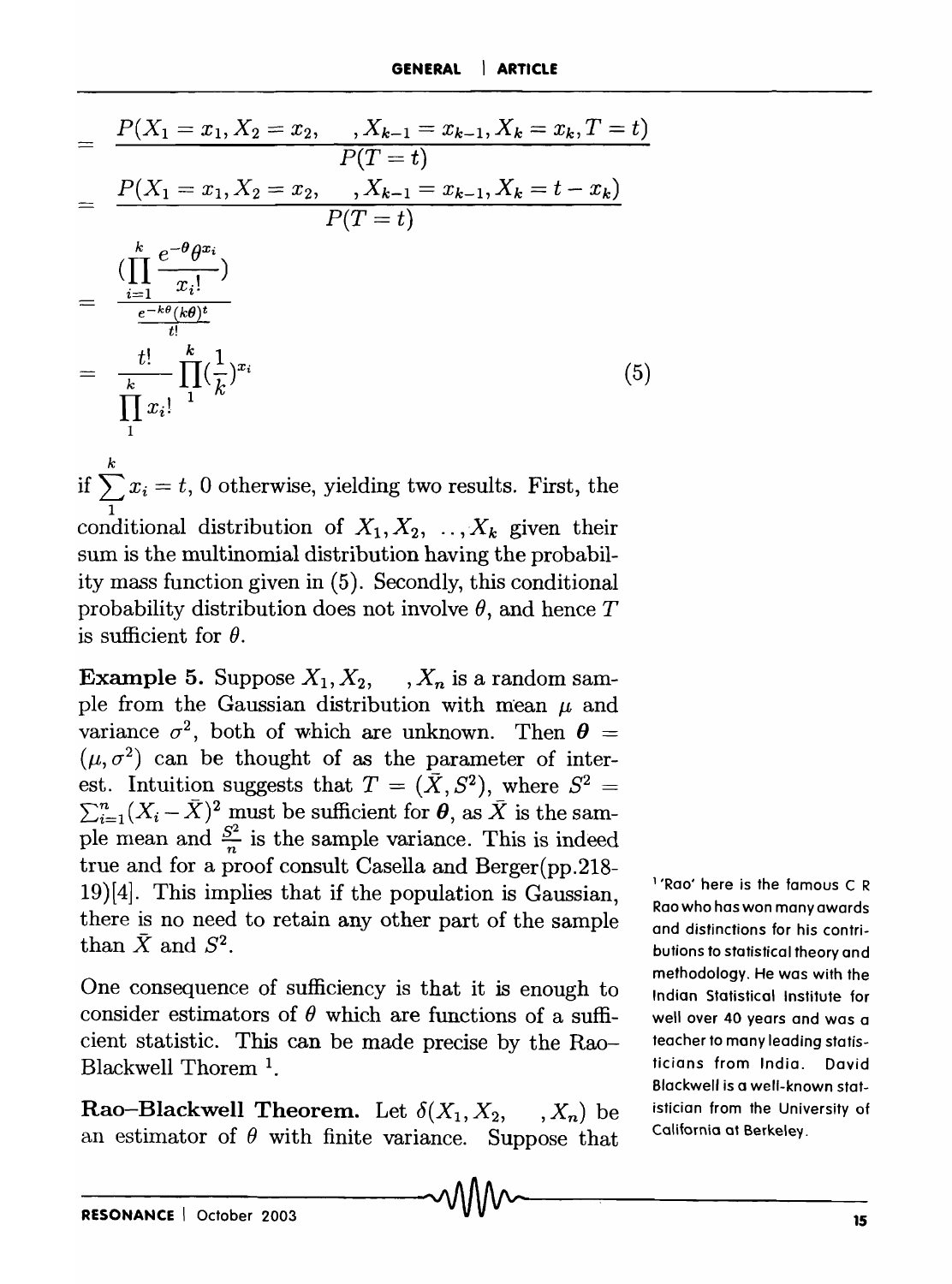$$
\begin{aligned}
&= \frac{P(X_1 = x_1, X_2 = x_2, \quad , X_{k-1} = x_{k-1}, X_k = x_k, T = t)}{P(T = t)} \\
&= \frac{P(X_1 = x_1, X_2 = x_2, \quad , X_{k-1} = x_{k-1}, X_k = t - x_k)}{P(T = t)} \\
&= \frac{(\prod_{i=1}^{k} \frac{e^{-\theta}\theta^{x_i}}{x_i!})}{\frac{e^{-k\theta}(k\theta)^t}{t!}} \\
&= \frac{t!}{\prod_{1}^{k} x_i!} \prod_{1}^{k} (\frac{1}{k})^{x_i}
\end{aligned}
\tag{5}
$$

if $\sum_{1}^{k} x_i = t$, 0 otherwise, yielding two results. First, the conditional distribution of $X_1, X_2, \ .., X_k$ given their sum is the multinomial distribution having the probability mass function given in (5). Secondly, this conditional probability distribution does not involve $\theta$, and hence $T$ is sufficient for $\theta$.

**Example 5.** Suppose $X_1, X_2, \quad , X_n$ is a random sample from the Gaussian distribution with mean $\mu$ and variance $\sigma^2$, both of which are unknown. Then $\boldsymbol{\theta} = (\mu, \sigma^2)$ can be thought of as the parameter of interest. Intuition suggests that $T = (\bar{X}, S^2)$, where $S^2 = \sum_{i=1}^{n} (X_i - \bar{X})^2$ must be sufficient for $\boldsymbol{\theta}$, as $\bar{X}$ is the sample mean and $\frac{S^2}{n}$ is the sample variance. This is indeed true and for a proof consult Casella and Berger(pp.218-19)[4]. This implies that if the population is Gaussian, there is no need to retain any other part of the sample than $\bar{X}$ and $S^2$.

One consequence of sufficiency is that it is enough to consider estimators of $\theta$ which are functions of a sufficient statistic. This can be made precise by the Rao–Blackwell Thorem [1].

[1] 'Rao' here is the famous C R Rao who has won many awards and distinctions for his contributions to statistical theory and methodology. He was with the Indian Statistical Institute for well over 40 years and was a teacher to many leading statisticians from India. David Blackwell is a well-known statistician from the University of California at Berkeley.

**Rao–Blackwell Theorem.** Let $\delta(X_1, X_2, \quad , X_n)$ be an estimator of $\theta$ with finite variance. Suppose that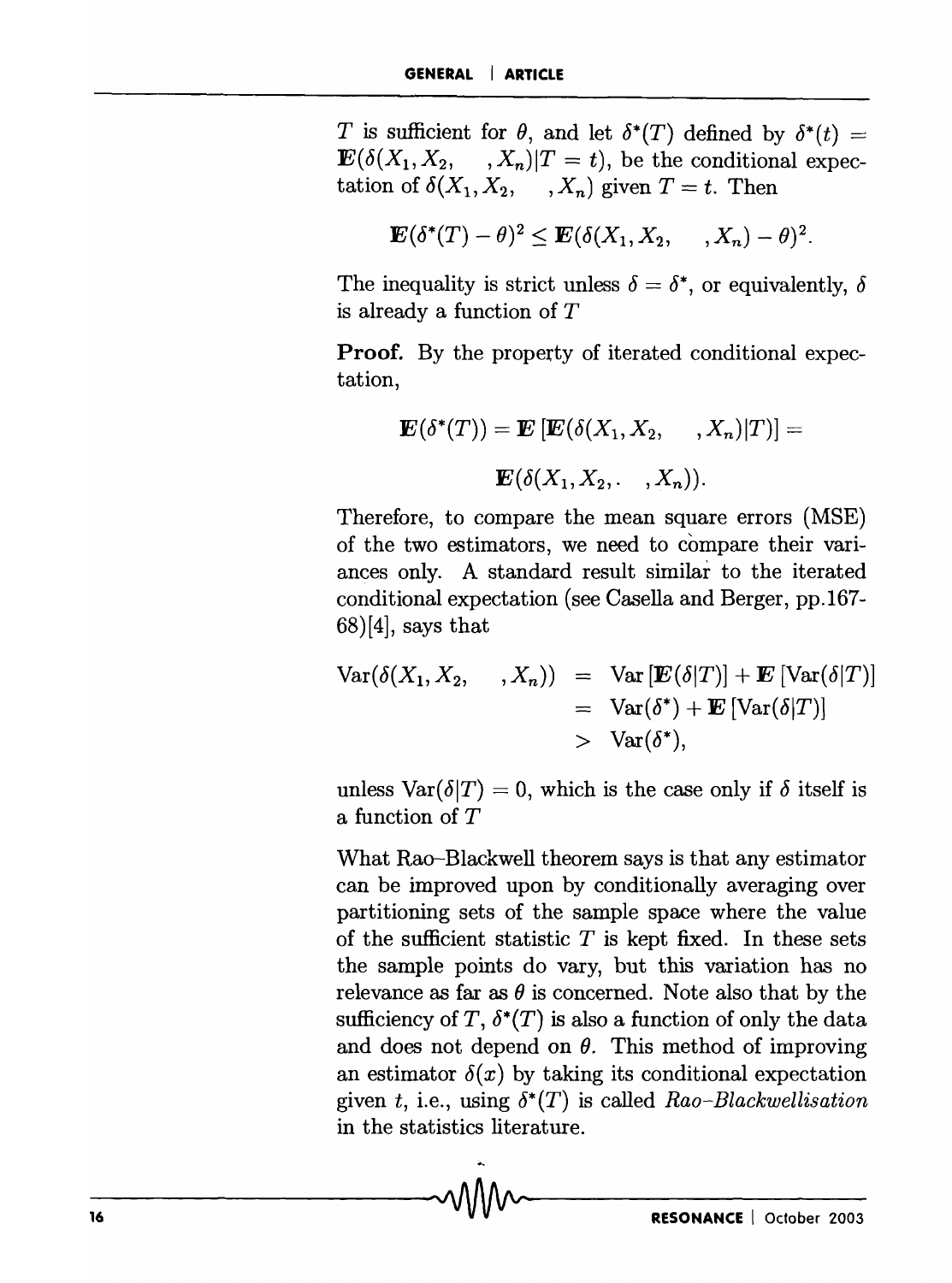$T$ is sufficient for $\theta$, and let $\delta^*(T)$ defined by $\delta^*(t) = \mathbf{E}(\delta(X_1, X_2, \ldots, X_n)|T = t)$, be the conditional expectation of $\delta(X_1, X_2, \ldots, X_n)$ given $T = t$. Then

$$\mathbf{E}(\delta^*(T) - \theta)^2 \leq \mathbf{E}(\delta(X_1, X_2, \ldots, X_n) - \theta)^2.$$

The inequality is strict unless $\delta = \delta^*$, or equivalently, $\delta$ is already a function of $T$

**Proof.** By the property of iterated conditional expectation,

$$\mathbf{E}(\delta^*(T)) = \mathbf{E}\left[\mathbf{E}(\delta(X_1, X_2, \ldots, X_n)|T)\right] = \mathbf{E}(\delta(X_1, X_2, \ldots, X_n)).$$

Therefore, to compare the mean square errors (MSE) of the two estimators, we need to compare their variances only. A standard result similar to the iterated conditional expectation (see Casella and Berger, pp.167-68)[4], says that

$$\begin{aligned}
\mathrm{Var}(\delta(X_1, X_2, \ldots, X_n)) &= \mathrm{Var}\left[\mathbf{E}(\delta|T)\right] + \mathbf{E}\left[\mathrm{Var}(\delta|T)\right] \\
&= \mathrm{Var}(\delta^*) + \mathbf{E}\left[\mathrm{Var}(\delta|T)\right] \\
&> \mathrm{Var}(\delta^*),
\end{aligned}$$

unless $\mathrm{Var}(\delta|T) = 0$, which is the case only if $\delta$ itself is a function of $T$

What Rao–Blackwell theorem says is that any estimator can be improved upon by conditionally averaging over partitioning sets of the sample space where the value of the sufficient statistic $T$ is kept fixed. In these sets the sample points do vary, but this variation has no relevance as far as $\theta$ is concerned. Note also that by the sufficiency of $T$, $\delta^*(T)$ is also a function of only the data and does not depend on $\theta$. This method of improving an estimator $\delta(x)$ by taking its conditional expectation given $t$, i.e., using $\delta^*(T)$ is called *Rao–Blackwellisation* in the statistics literature.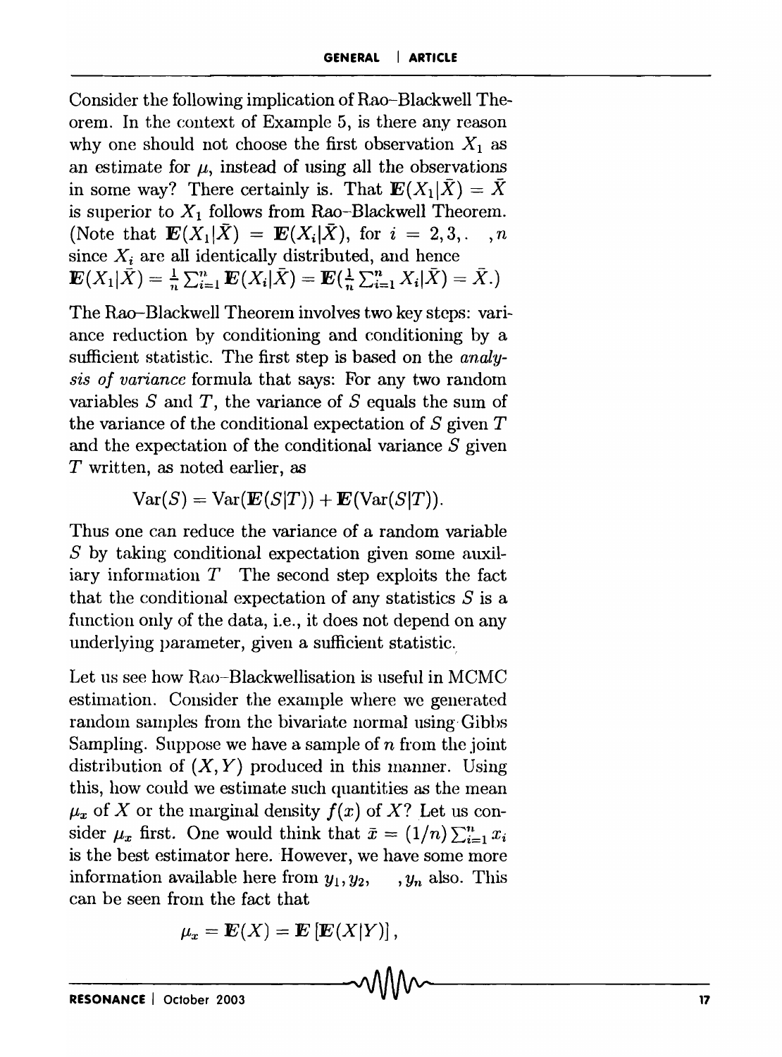Consider the following implication of Rao–Blackwell Theorem. In the context of Example 5, is there any reason why one should not choose the first observation $X_1$ as an estimate for $\mu$, instead of using all the observations in some way? There certainly is. That $\mathbf{E}(X_1|\bar{X}) = \bar{X}$ is superior to $X_1$ follows from Rao–Blackwell Theorem. (Note that $\mathbf{E}(X_1|\bar{X}) = \mathbf{E}(X_i|\bar{X})$, for $i = 2, 3, \ldots, n$ since $X_i$ are all identically distributed, and hence $\mathbf{E}(X_1|\bar{X}) = \frac{1}{n}\sum_{i=1}^{n}\mathbf{E}(X_i|\bar{X}) = \mathbf{E}(\frac{1}{n}\sum_{i=1}^{n}X_i|\bar{X}) = \bar{X}$.)

The Rao–Blackwell Theorem involves two key steps: variance reduction by conditioning and conditioning by a sufficient statistic. The first step is based on the *analysis of variance* formula that says: For any two random variables $S$ and $T$, the variance of $S$ equals the sum of the variance of the conditional expectation of $S$ given $T$ and the expectation of the conditional variance $S$ given $T$ written, as noted earlier, as

$$\text{Var}(S) = \text{Var}(\mathbf{E}(S|T)) + \mathbf{E}(\text{Var}(S|T)).$$

Thus one can reduce the variance of a random variable $S$ by taking conditional expectation given some auxiliary information $T$. The second step exploits the fact that the conditional expectation of any statistics $S$ is a function only of the data, i.e., it does not depend on any underlying parameter, given a sufficient statistic.

Let us see how Rao–Blackwellisation is useful in MCMC estimation. Consider the example where we generated random samples from the bivariate normal using Gibbs Sampling. Suppose we have a sample of $n$ from the joint distribution of $(X, Y)$ produced in this manner. Using this, how could we estimate such quantities as the mean $\mu_x$ of $X$ or the marginal density $f(x)$ of $X$? Let us consider $\mu_x$ first. One would think that $\bar{x} = (1/n)\sum_{i=1}^{n} x_i$ is the best estimator here. However, we have some more information available here from $y_1, y_2, \ldots, y_n$ also. This can be seen from the fact that

$$\mu_x = \mathbf{E}(X) = \mathbf{E}\left[\mathbf{E}(X|Y)\right],$$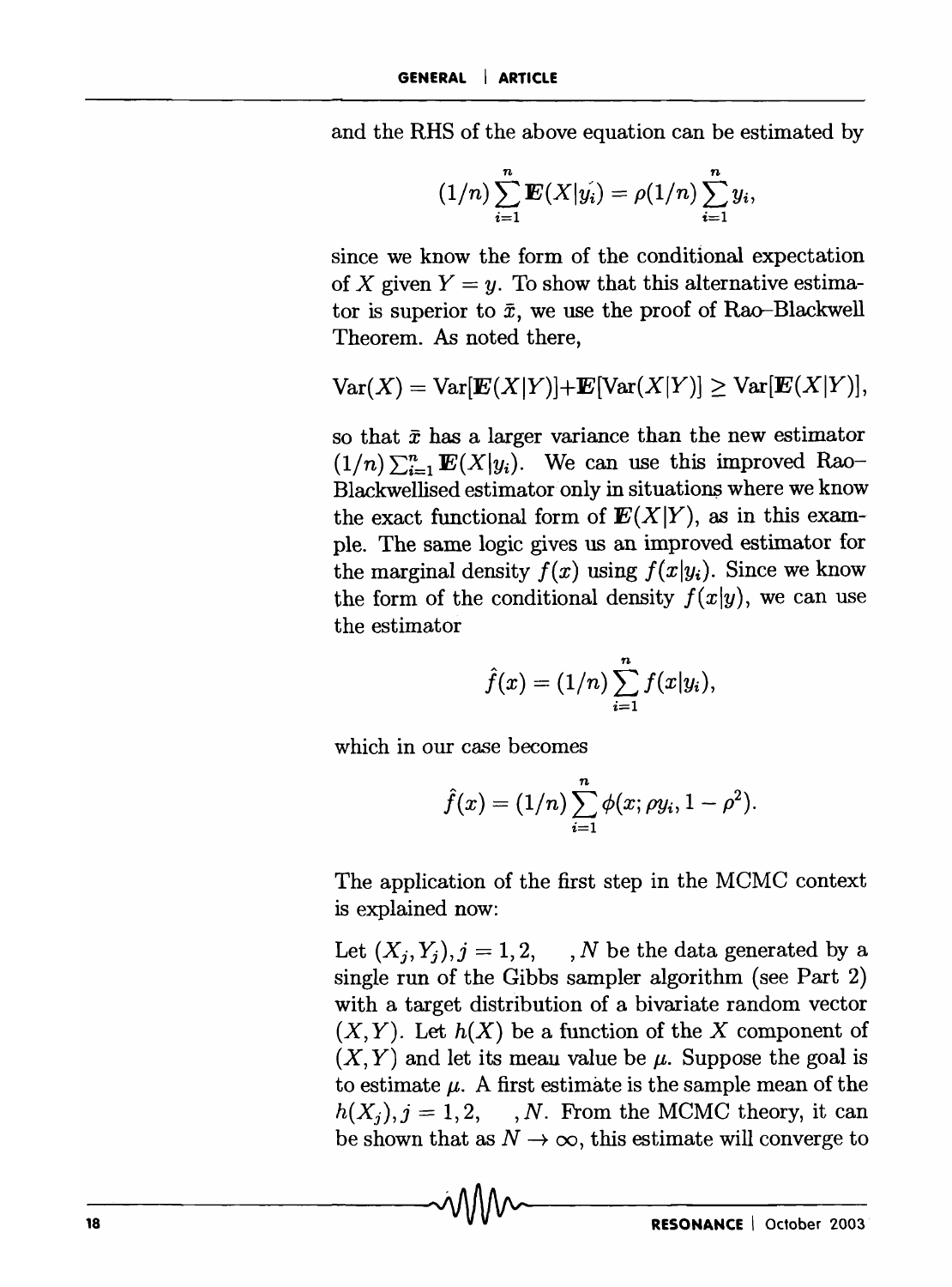and the RHS of the above equation can be estimated by

$$(1/n)\sum_{i=1}^{n} \mathbf{E}(X|y_i) = \rho(1/n)\sum_{i=1}^{n} y_i,$$

since we know the form of the conditional expectation of $X$ given $Y = y$. To show that this alternative estimator is superior to $\bar{x}$, we use the proof of Rao–Blackwell Theorem. As noted there,

$$\mathrm{Var}(X) = \mathrm{Var}[\mathbf{E}(X|Y)] + \mathbf{E}[\mathrm{Var}(X|Y)] \geq \mathrm{Var}[\mathbf{E}(X|Y)],$$

so that $\bar{x}$ has a larger variance than the new estimator $(1/n)\sum_{i=1}^{n} \mathbf{E}(X|y_i)$. We can use this improved Rao–Blackwellised estimator only in situations where we know the exact functional form of $\mathbf{E}(X|Y)$, as in this example. The same logic gives us an improved estimator for the marginal density $f(x)$ using $f(x|y_i)$. Since we know the form of the conditional density $f(x|y)$, we can use the estimator

$$\hat{f}(x) = (1/n)\sum_{i=1}^{n} f(x|y_i),$$

which in our case becomes

$$\hat{f}(x) = (1/n)\sum_{i=1}^{n} \phi(x; \rho y_i, 1 - \rho^2).$$

The application of the first step in the MCMC context is explained now:

Let $(X_j, Y_j), j = 1, 2, \quad , N$ be the data generated by a single run of the Gibbs sampler algorithm (see Part 2) with a target distribution of a bivariate random vector $(X, Y)$. Let $h(X)$ be a function of the $X$ component of $(X, Y)$ and let its mean value be $\mu$. Suppose the goal is to estimate $\mu$. A first estimate is the sample mean of the $h(X_j), j = 1, 2, \quad , N$. From the MCMC theory, it can be shown that as $N \to \infty$, this estimate will converge to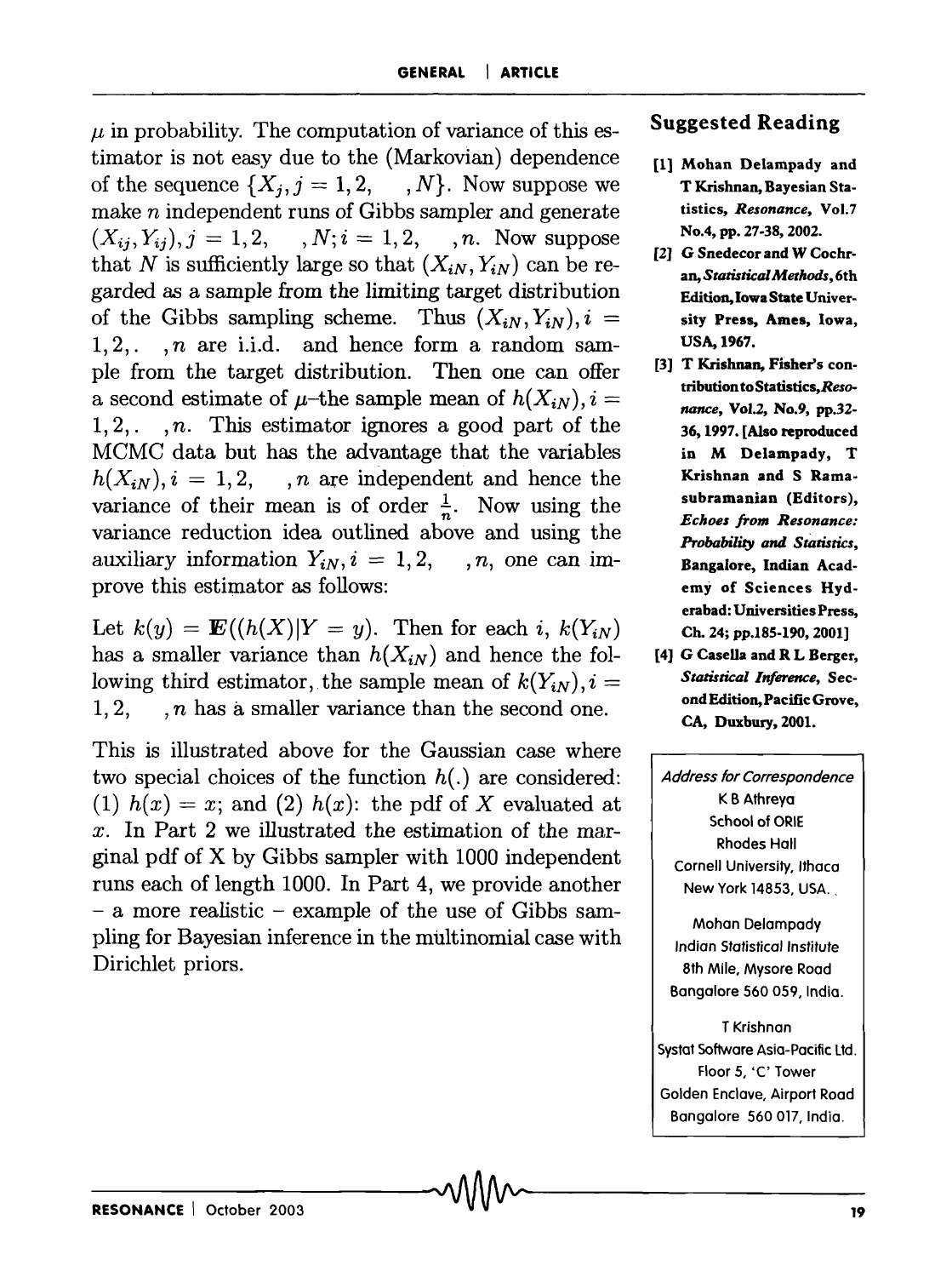$\mu$ in probability. The computation of variance of this estimator is not easy due to the (Markovian) dependence of the sequence $\{X_j, j = 1, 2, \quad, N\}$. Now suppose we make $n$ independent runs of Gibbs sampler and generate $(X_{ij}, Y_{ij}), j = 1, 2, \quad, N; i = 1, 2, \quad, n$. Now suppose that $N$ is sufficiently large so that $(X_{iN}, Y_{iN})$ can be regarded as a sample from the limiting target distribution of the Gibbs sampling scheme. Thus $(X_{iN}, Y_{iN}), i = 1, 2, . \quad, n$ are i.i.d. and hence form a random sample from the target distribution. Then one can offer a second estimate of $\mu$–the sample mean of $h(X_{iN}), i = 1, 2, . \quad, n$. This estimator ignores a good part of the MCMC data but has the advantage that the variables $h(X_{iN}), i = 1, 2, \quad, n$ are independent and hence the variance of their mean is of order $\frac{1}{n}$. Now using the variance reduction idea outlined above and using the auxiliary information $Y_{iN}, i = 1, 2, \quad, n$, one can improve this estimator as follows:

Let $k(y) = \mathbf{E}((h(X)|Y = y)$. Then for each $i$, $k(Y_{iN})$ has a smaller variance than $h(X_{iN})$ and hence the following third estimator, the sample mean of $k(Y_{iN}), i = 1, 2, \quad, n$ has a smaller variance than the second one.

This is illustrated above for the Gaussian case where two special choices of the function $h(.)$ are considered: (1) $h(x) = x$; and (2) $h(x)$: the pdf of $X$ evaluated at $x$. In Part 2 we illustrated the estimation of the marginal pdf of X by Gibbs sampler with 1000 independent runs each of length 1000. In Part 4, we provide another – a more realistic – example of the use of Gibbs sampling for Bayesian inference in the multinomial case with Dirichlet priors.

## Suggested Reading

[1] Mohan Delampady and T Krishnan, Bayesian Statistics, *Resonance*, Vol.7 No.4, pp. 27-38, 2002.

[2] G Snedecor and W Cochran, *Statistical Methods*, 6th Edition, Iowa State University Press, Ames, Iowa, USA, 1967.

[3] T Krishnan, Fisher's contribution to Statistics, *Resonance*, Vol.2, No.9, pp.32-36, 1997. [Also reproduced in M Delampady, T Krishnan and S Ramasubramanian (Editors), *Echoes from Resonance: Probability and Statistics*, Bangalore, Indian Academy of Sciences Hyderabad: Universities Press, Ch. 24; pp.185-190, 2001]

[4] G Casella and R L Berger, *Statistical Inference*, Second Edition, Pacific Grove, CA, Duxbury, 2001.

*Address for Correspondence*

K B Athreya
School of ORIE
Rhodes Hall
Cornell University, Ithaca
New York 14853, USA.

Mohan Delampady
Indian Statistical Institute
8th Mile, Mysore Road
Bangalore 560 059, India.

T Krishnan
Systat Software Asia-Pacific Ltd.
Floor 5, 'C' Tower
Golden Enclave, Airport Road
Bangalore 560 017, India.